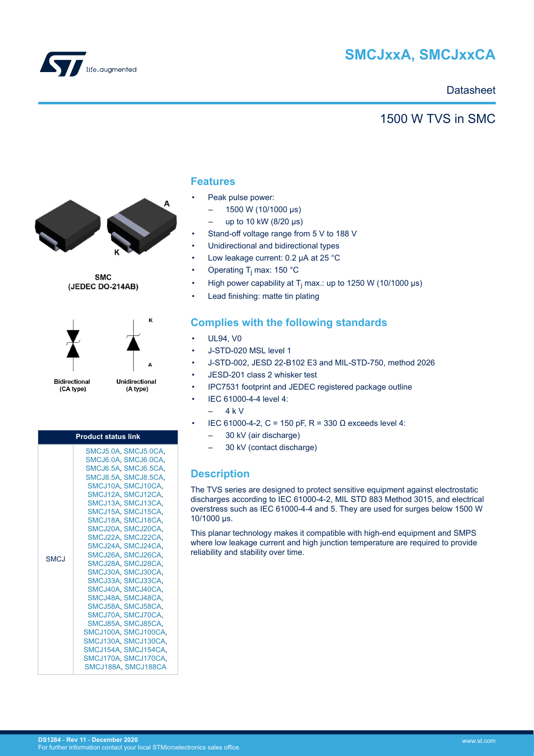# SMCJxxA, SMCJxxCA

Datasheet

## 1500 W TVS in SMC

SMC
(JEDEC DO-214AB)

Bidirectional (CA type)

Unidirectional (A type)

| Product status link | |
|---|---|
| SMCJ | SMCJ5.0A, SMCJ5.0CA, SMCJ6.0A, SMCJ6.0CA, SMCJ6.5A, SMCJ6.5CA, SMCJ8.5A, SMCJ8.5CA, SMCJ10A, SMCJ10CA, SMCJ12A, SMCJ12CA, SMCJ13A, SMCJ13CA, SMCJ15A, SMCJ15CA, SMCJ18A, SMCJ18CA, SMCJ20A, SMCJ20CA, SMCJ22A, SMCJ22CA, SMCJ24A, SMCJ24CA, SMCJ26A, SMCJ26CA, SMCJ28A, SMCJ28CA, SMCJ30A, SMCJ30CA, SMCJ33A, SMCJ33CA, SMCJ40A, SMCJ40CA, SMCJ48A, SMCJ48CA, SMCJ58A, SMCJ58CA, SMCJ70A, SMCJ70CA, SMCJ85A, SMCJ85CA, SMCJ100A, SMCJ100CA, SMCJ130A, SMCJ130CA, SMCJ154A, SMCJ154CA, SMCJ170A, SMCJ170CA, SMCJ188A, SMCJ188CA |

## Features

- Peak pulse power:
  - 1500 W (10/1000 µs)
  - up to 10 kW (8/20 µs)
- Stand-off voltage range from 5 V to 188 V
- Unidirectional and bidirectional types
- Low leakage current: 0.2 µA at 25 °C
- Operating $T_j$ max: 150 °C
- High power capability at $T_j$ max.: up to 1250 W (10/1000 µs)
- Lead finishing: matte tin plating

## Complies with the following standards

- UL94, V0
- J-STD-020 MSL level 1
- J-STD-002, JESD 22-B102 E3 and MIL-STD-750, method 2026
- JESD-201 class 2 whisker test
- IPC7531 footprint and JEDEC registered package outline
- IEC 61000-4-4 level 4:
  - 4 k V
- IEC 61000-4-2, C = 150 pF, R = 330 Ω exceeds level 4:
  - 30 kV (air discharge)
  - 30 kV (contact discharge)

## Description

The TVS series are designed to protect sensitive equipment against electrostatic discharges according to IEC 61000-4-2, MIL STD 883 Method 3015, and electrical overstress such as IEC 61000-4-4 and 5. They are used for surges below 1500 W 10/1000 µs.

This planar technology makes it compatible with high-end equipment and SMPS where low leakage current and high junction temperature are required to provide reliability and stability over time.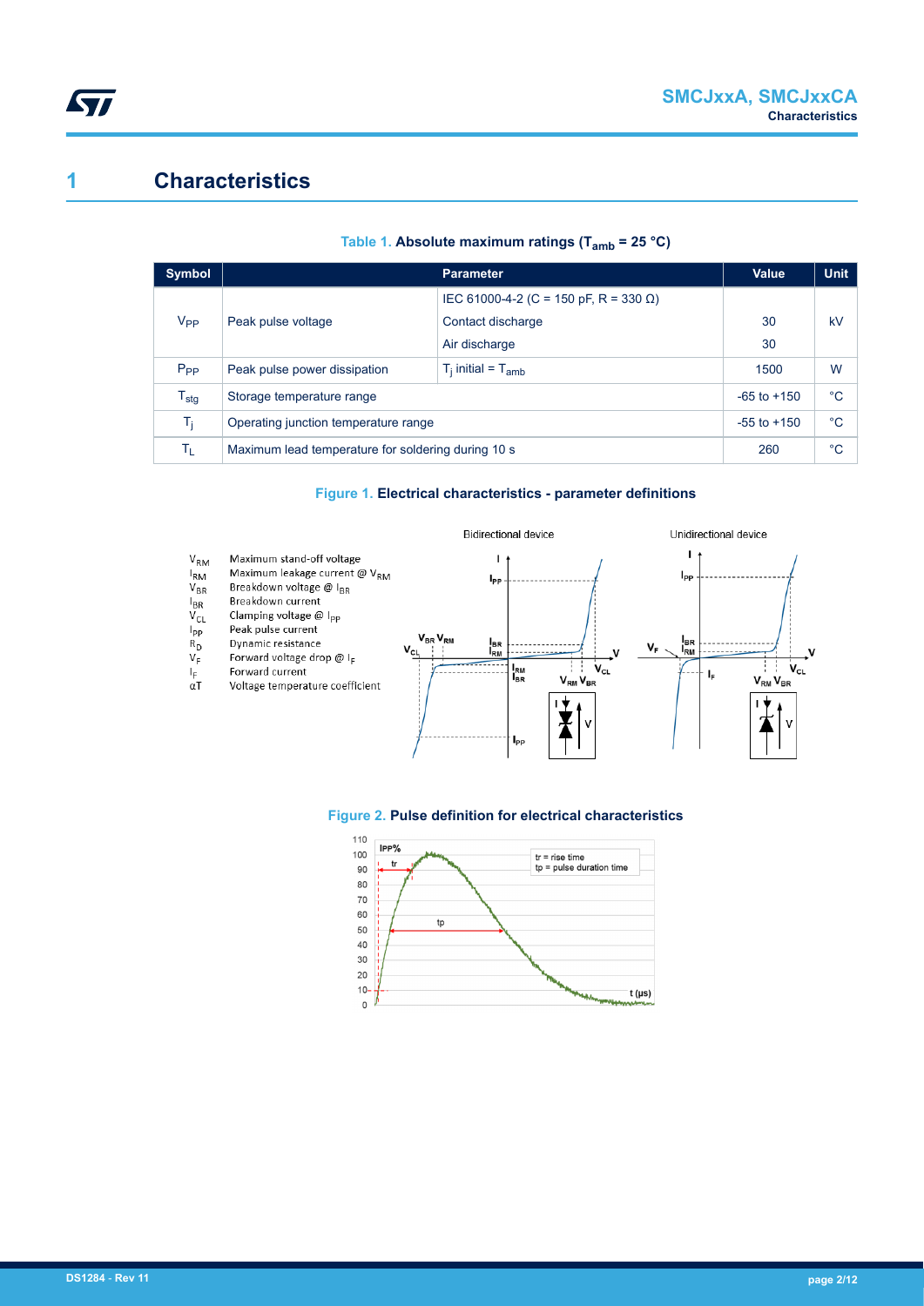# 1 Characteristics

**Table 1. Absolute maximum ratings ($T_{amb}$ = 25 °C)**

| Symbol | Parameter | | Value | Unit |
|---|---|---|---|---|
| $V_{PP}$ | Peak pulse voltage | IEC 61000-4-2 (C = 150 pF, R = 330 Ω) | | kV |
| | | Contact discharge | 30 | |
| | | Air discharge | 30 | |
| $P_{PP}$ | Peak pulse power dissipation | $T_j$ initial = $T_{amb}$ | 1500 | W |
| $T_{stg}$ | Storage temperature range | | -65 to +150 | °C |
| $T_j$ | Operating junction temperature range | | -55 to +150 | °C |
| $T_L$ | Maximum lead temperature for soldering during 10 s | | 260 | °C |

**Figure 1. Electrical characteristics - parameter definitions**

- $V_{RM}$ Maximum stand-off voltage
- $I_{RM}$ Maximum leakage current @ $V_{RM}$
- $V_{BR}$ Breakdown voltage @ $I_{BR}$
- $I_{BR}$ Breakdown current
- $V_{CL}$ Clamping voltage @ $I_{PP}$
- $I_{PP}$ Peak pulse current
- $R_D$ Dynamic resistance
- $V_F$ Forward voltage drop @ $I_F$
- $I_F$ Forward current
- $\alpha T$ Voltage temperature coefficient

**Figure 2. Pulse definition for electrical characteristics**

tr = rise time
tp = pulse duration time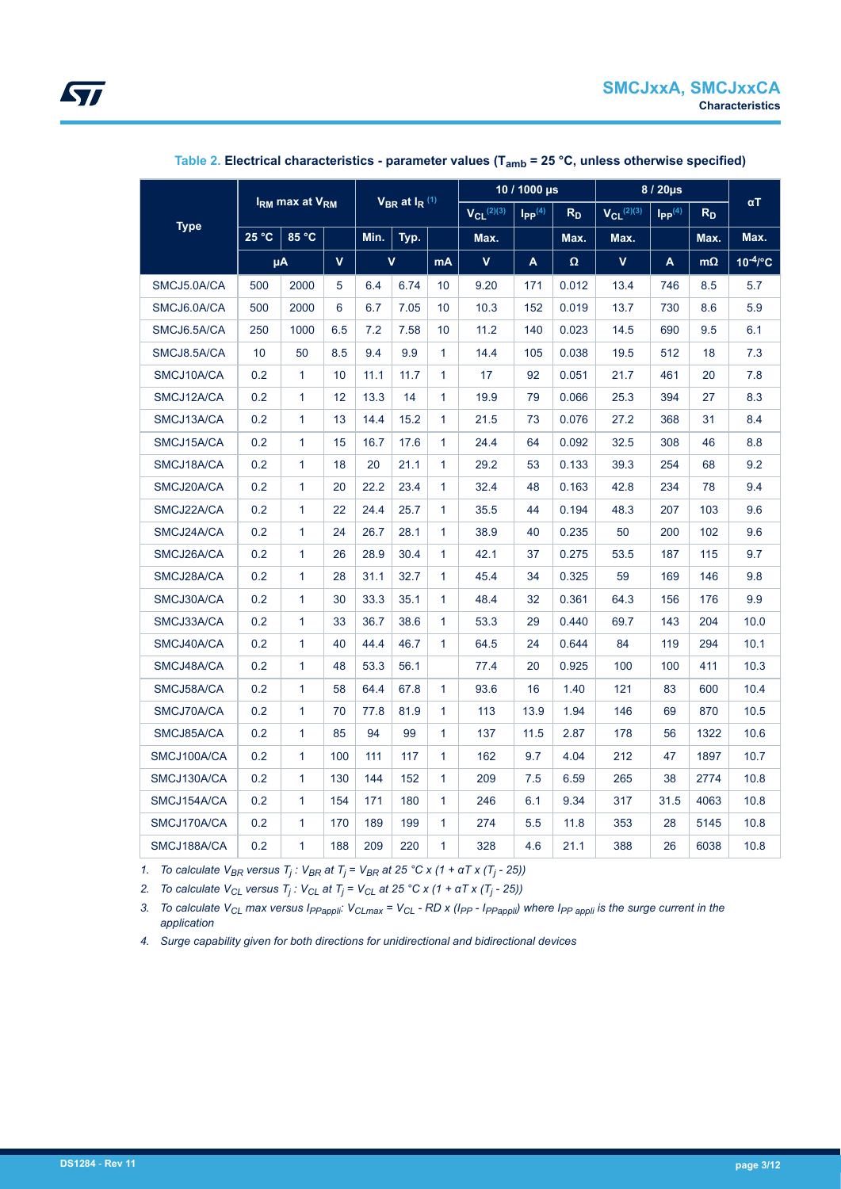**Table 2. Electrical characteristics - parameter values ($T_{amb}$ = 25 °C, unless otherwise specified)**

| Type | $I_{RM}$ max at $V_{RM}$ | | | $V_{BR}$ at $I_R$ [(1)] | | | 10 / 1000 µs | | | 8 / 20µs | | | αT |
|---|---|---|---|---|---|---|---|---|---|---|---|---|---|
| | | | | | | | $V_{CL}$ [(2)(3)] | $I_{PP}$ [(4)] | $R_D$ | $V_{CL}$ [(2)(3)] | $I_{PP}$ [(4)] | $R_D$ | |
| | 25 °C | 85 °C | | Min. | Typ. | | Max. | | Max. | Max. | | Max. | Max. |
| | µA | | V | V | | mA | V | A | Ω | V | A | mΩ | $10^{-4}$/°C |
| SMCJ5.0A/CA | 500 | 2000 | 5 | 6.4 | 6.74 | 10 | 9.20 | 171 | 0.012 | 13.4 | 746 | 8.5 | 5.7 |
| SMCJ6.0A/CA | 500 | 2000 | 6 | 6.7 | 7.05 | 10 | 10.3 | 152 | 0.019 | 13.7 | 730 | 8.6 | 5.9 |
| SMCJ6.5A/CA | 250 | 1000 | 6.5 | 7.2 | 7.58 | 10 | 11.2 | 140 | 0.023 | 14.5 | 690 | 9.5 | 6.1 |
| SMCJ8.5A/CA | 10 | 50 | 8.5 | 9.4 | 9.9 | 1 | 14.4 | 105 | 0.038 | 19.5 | 512 | 18 | 7.3 |
| SMCJ10A/CA | 0.2 | 1 | 10 | 11.1 | 11.7 | 1 | 17 | 92 | 0.051 | 21.7 | 461 | 20 | 7.8 |
| SMCJ12A/CA | 0.2 | 1 | 12 | 13.3 | 14 | 1 | 19.9 | 79 | 0.066 | 25.3 | 394 | 27 | 8.3 |
| SMCJ13A/CA | 0.2 | 1 | 13 | 14.4 | 15.2 | 1 | 21.5 | 73 | 0.076 | 27.2 | 368 | 31 | 8.4 |
| SMCJ15A/CA | 0.2 | 1 | 15 | 16.7 | 17.6 | 1 | 24.4 | 64 | 0.092 | 32.5 | 308 | 46 | 8.8 |
| SMCJ18A/CA | 0.2 | 1 | 18 | 20 | 21.1 | 1 | 29.2 | 53 | 0.133 | 39.3 | 254 | 68 | 9.2 |
| SMCJ20A/CA | 0.2 | 1 | 20 | 22.2 | 23.4 | 1 | 32.4 | 48 | 0.163 | 42.8 | 234 | 78 | 9.4 |
| SMCJ22A/CA | 0.2 | 1 | 22 | 24.4 | 25.7 | 1 | 35.5 | 44 | 0.194 | 48.3 | 207 | 103 | 9.6 |
| SMCJ24A/CA | 0.2 | 1 | 24 | 26.7 | 28.1 | 1 | 38.9 | 40 | 0.235 | 50 | 200 | 102 | 9.6 |
| SMCJ26A/CA | 0.2 | 1 | 26 | 28.9 | 30.4 | 1 | 42.1 | 37 | 0.275 | 53.5 | 187 | 115 | 9.7 |
| SMCJ28A/CA | 0.2 | 1 | 28 | 31.1 | 32.7 | 1 | 45.4 | 34 | 0.325 | 59 | 169 | 146 | 9.8 |
| SMCJ30A/CA | 0.2 | 1 | 30 | 33.3 | 35.1 | 1 | 48.4 | 32 | 0.361 | 64.3 | 156 | 176 | 9.9 |
| SMCJ33A/CA | 0.2 | 1 | 33 | 36.7 | 38.6 | 1 | 53.3 | 29 | 0.440 | 69.7 | 143 | 204 | 10.0 |
| SMCJ40A/CA | 0.2 | 1 | 40 | 44.4 | 46.7 | 1 | 64.5 | 24 | 0.644 | 84 | 119 | 294 | 10.1 |
| SMCJ48A/CA | 0.2 | 1 | 48 | 53.3 | 56.1 | | 77.4 | 20 | 0.925 | 100 | 100 | 411 | 10.3 |
| SMCJ58A/CA | 0.2 | 1 | 58 | 64.4 | 67.8 | 1 | 93.6 | 16 | 1.40 | 121 | 83 | 600 | 10.4 |
| SMCJ70A/CA | 0.2 | 1 | 70 | 77.8 | 81.9 | 1 | 113 | 13.9 | 1.94 | 146 | 69 | 870 | 10.5 |
| SMCJ85A/CA | 0.2 | 1 | 85 | 94 | 99 | 1 | 137 | 11.5 | 2.87 | 178 | 56 | 1322 | 10.6 |
| SMCJ100A/CA | 0.2 | 1 | 100 | 111 | 117 | 1 | 162 | 9.7 | 4.04 | 212 | 47 | 1897 | 10.7 |
| SMCJ130A/CA | 0.2 | 1 | 130 | 144 | 152 | 1 | 209 | 7.5 | 6.59 | 265 | 38 | 2774 | 10.8 |
| SMCJ154A/CA | 0.2 | 1 | 154 | 171 | 180 | 1 | 246 | 6.1 | 9.34 | 317 | 31.5 | 4063 | 10.8 |
| SMCJ170A/CA | 0.2 | 1 | 170 | 189 | 199 | 1 | 274 | 5.5 | 11.8 | 353 | 28 | 5145 | 10.8 |
| SMCJ188A/CA | 0.2 | 1 | 188 | 209 | 220 | 1 | 328 | 4.6 | 21.1 | 388 | 26 | 6038 | 10.8 |

1. *To calculate $V_{BR}$ versus $T_j$ : $V_{BR}$ at $T_j$ = $V_{BR}$ at 25 °C x (1 + αT x ($T_j$ - 25))*
2. *To calculate $V_{CL}$ versus $T_j$ : $V_{CL}$ at $T_j$ = $V_{CL}$ at 25 °C x (1 + αT x ($T_j$ - 25))*
3. *To calculate $V_{CL}$ max versus $I_{PPappli}$: $V_{CLmax} = V_{CL} - RD \times (I_{PP} - I_{PPappli})$ where $I_{PP\ appli}$ is the surge current in the application*
4. *Surge capability given for both directions for unidirectional and bidirectional devices*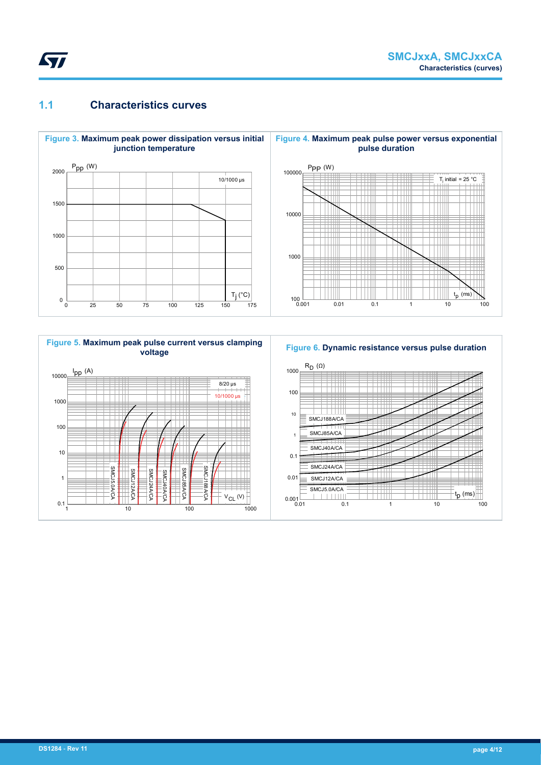## 1.1 Characteristics curves

**Figure 3.** Maximum peak power dissipation versus initial junction temperature

**Figure 4.** Maximum peak pulse power versus exponential pulse duration

**Figure 5.** Maximum peak pulse current versus clamping voltage

**Figure 6.** Dynamic resistance versus pulse duration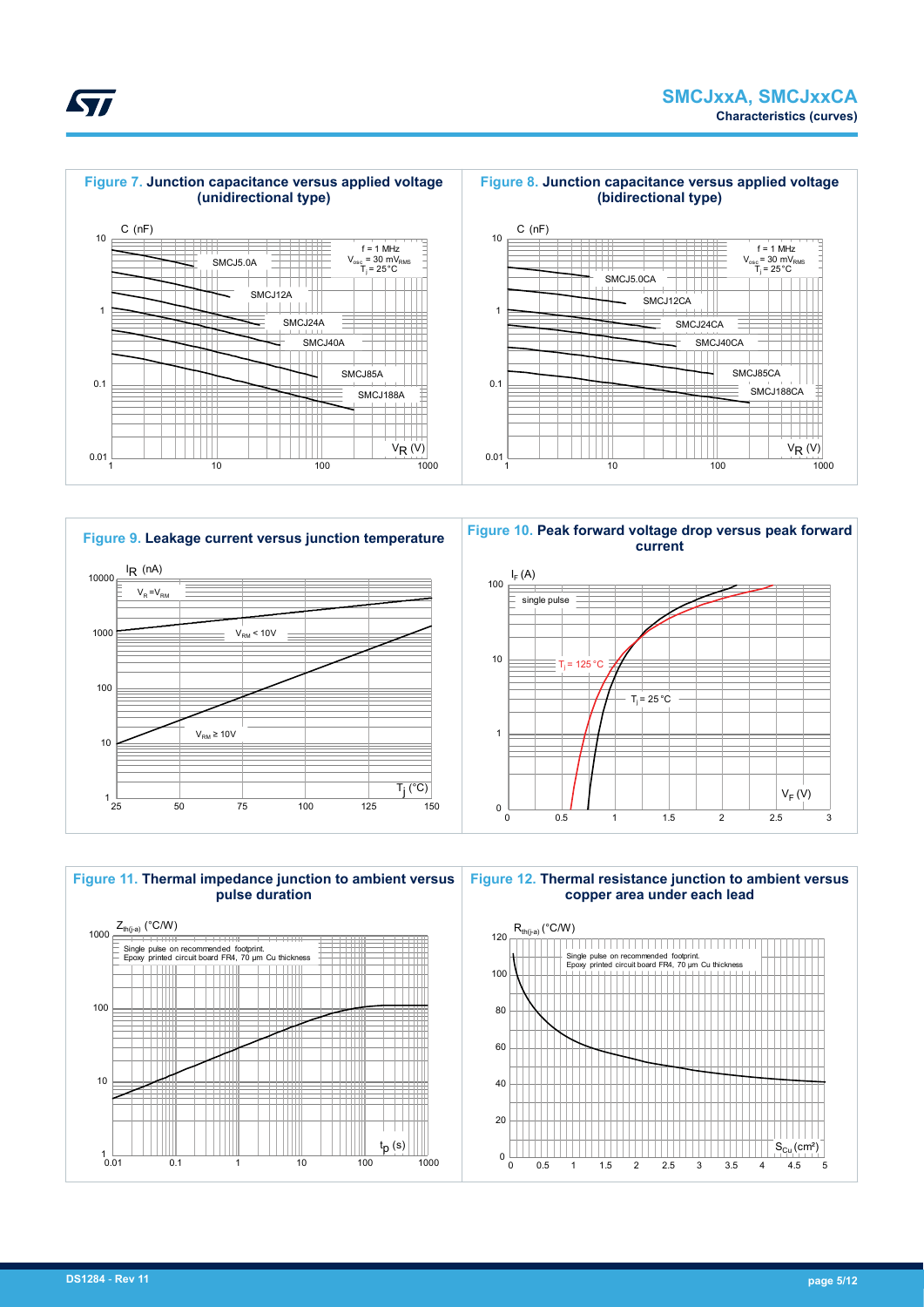**Figure 7. Junction capacitance versus applied voltage (unidirectional type)**

**Figure 8. Junction capacitance versus applied voltage (bidirectional type)**

**Figure 9. Leakage current versus junction temperature**

**Figure 10. Peak forward voltage drop versus peak forward current**

**Figure 11. Thermal impedance junction to ambient versus pulse duration**

**Figure 12. Thermal resistance junction to ambient versus copper area under each lead**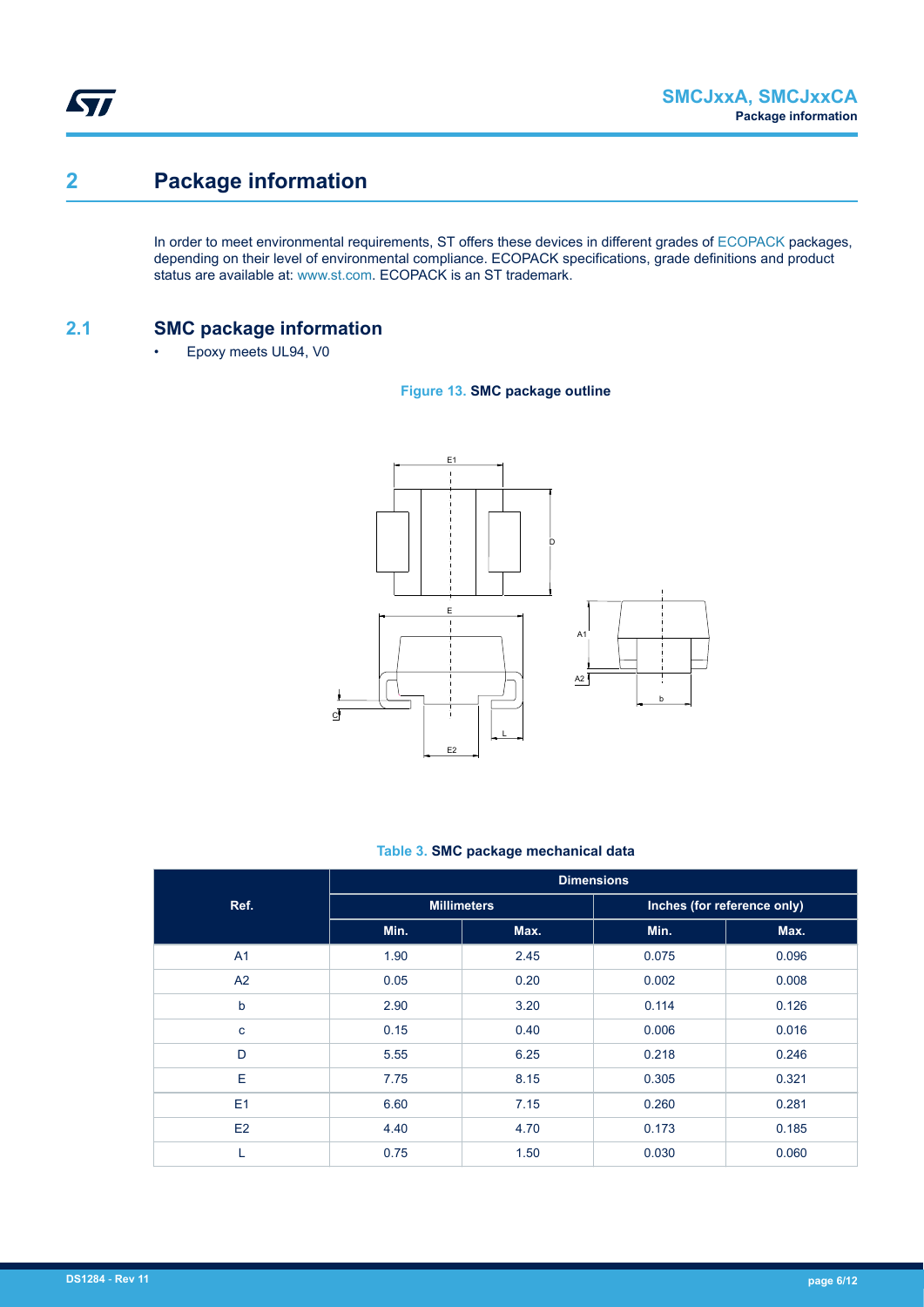# 2 Package information

In order to meet environmental requirements, ST offers these devices in different grades of ECOPACK packages, depending on their level of environmental compliance. ECOPACK specifications, grade definitions and product status are available at: www.st.com. ECOPACK is an ST trademark.

## 2.1 SMC package information

- Epoxy meets UL94, V0

**Figure 13. SMC package outline**

**Table 3. SMC package mechanical data**

| Ref. | Dimensions | | | |
|---|---|---|---|---|
| | Millimeters | | Inches (for reference only) | |
| | Min. | Max. | Min. | Max. |
| A1 | 1.90 | 2.45 | 0.075 | 0.096 |
| A2 | 0.05 | 0.20 | 0.002 | 0.008 |
| b | 2.90 | 3.20 | 0.114 | 0.126 |
| c | 0.15 | 0.40 | 0.006 | 0.016 |
| D | 5.55 | 6.25 | 0.218 | 0.246 |
| E | 7.75 | 8.15 | 0.305 | 0.321 |
| E1 | 6.60 | 7.15 | 0.260 | 0.281 |
| E2 | 4.40 | 4.70 | 0.173 | 0.185 |
| L | 0.75 | 1.50 | 0.030 | 0.060 |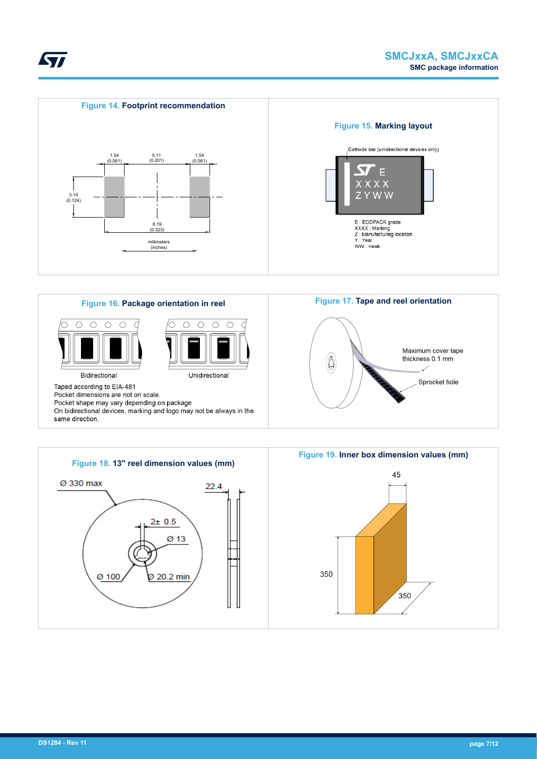**Figure 14. Footprint recommendation**

1.54 (0.061) 5.11 (0.201) 1.54 (0.061)

3.14 (0.124)

8.19 (0.323)

millimeters (inches)

**Figure 15. Marking layout**

Cathode bar (unidirectional devices only)

E
XXXX
ZYWW

E : ECOPACK grade
XXXX : Marking
Z : Manufacturing location
Y : Year
WW : week

**Figure 16. Package orientation in reel**

Bidirectional Unidirectional

Taped according to EIA-481
Pocket dimensions are not on scale.
Pocket shape may vary depending on package
On bidirectional devices, marking and logo may not be always in the same direction.

**Figure 17. Tape and reel orientation**

Maximum cover tape thickness 0.1 mm

Sprocket hole

**Figure 18. 13" reel dimension values (mm)**

Ø 330 max

22.4

2± 0.5

Ø 13

Ø 100

Ø 20.2 min

**Figure 19. Inner box dimension values (mm)**

45

350

350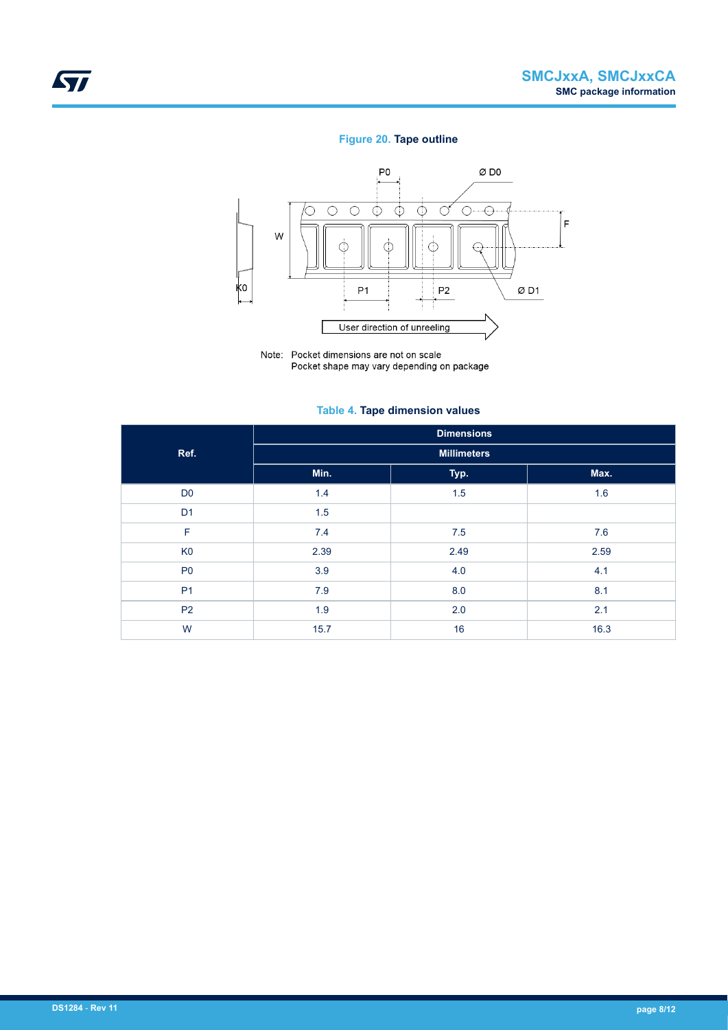**Figure 20. Tape outline**

Note: Pocket dimensions are not on scale
Pocket shape may vary depending on package

**Table 4. Tape dimension values**

| Ref. | Dimensions | | |
|---|---|---|---|
| | Millimeters | | |
| | Min. | Typ. | Max. |
| D0 | 1.4 | 1.5 | 1.6 |
| D1 | 1.5 | | |
| F | 7.4 | 7.5 | 7.6 |
| K0 | 2.39 | 2.49 | 2.59 |
| P0 | 3.9 | 4.0 | 4.1 |
| P1 | 7.9 | 8.0 | 8.1 |
| P2 | 1.9 | 2.0 | 2.1 |
| W | 15.7 | 16 | 16.3 |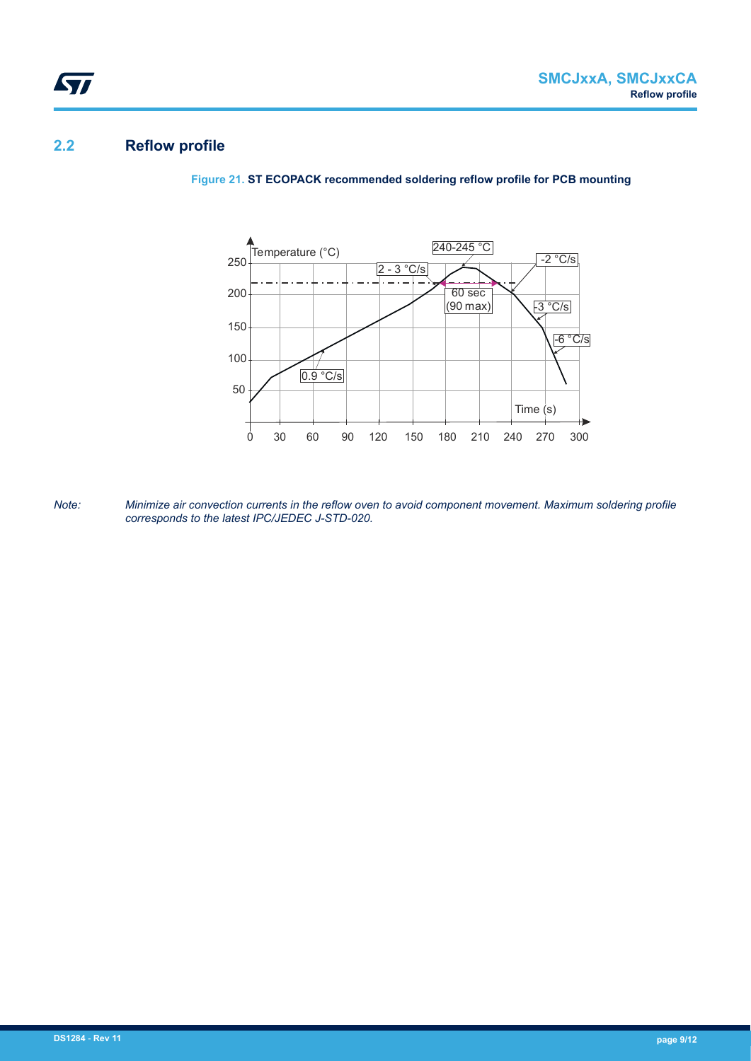## 2.2 Reflow profile

**Figure 21. ST ECOPACK recommended soldering reflow profile for PCB mounting**

*Note: Minimize air convection currents in the reflow oven to avoid component movement. Maximum soldering profile corresponds to the latest IPC/JEDEC J-STD-020.*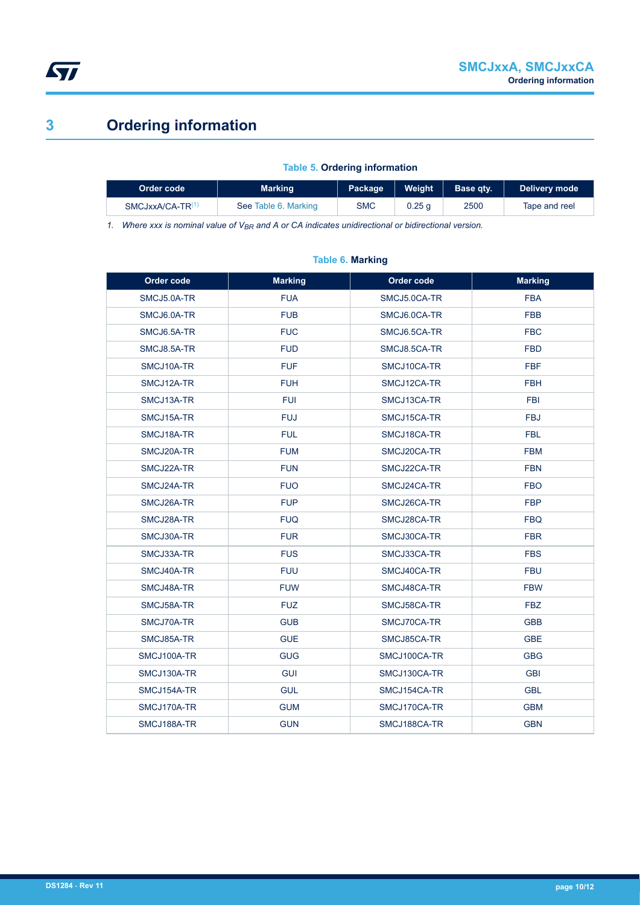# 3 Ordering information

**Table 5. Ordering information**

| Order code | Marking | Package | Weight | Base qty. | Delivery mode |
|---|---|---|---|---|---|
| SMCJxxA/CA-TR[1] | See Table 6. Marking | SMC | 0.25 g | 2500 | Tape and reel |

1. *Where xxx is nominal value of $V_{BR}$ and A or CA indicates unidirectional or bidirectional version.*

**Table 6. Marking**

| Order code | Marking | Order code | Marking |
|---|---|---|---|
| SMCJ5.0A-TR | FUA | SMCJ5.0CA-TR | FBA |
| SMCJ6.0A-TR | FUB | SMCJ6.0CA-TR | FBB |
| SMCJ6.5A-TR | FUC | SMCJ6.5CA-TR | FBC |
| SMCJ8.5A-TR | FUD | SMCJ8.5CA-TR | FBD |
| SMCJ10A-TR | FUF | SMCJ10CA-TR | FBF |
| SMCJ12A-TR | FUH | SMCJ12CA-TR | FBH |
| SMCJ13A-TR | FUI | SMCJ13CA-TR | FBI |
| SMCJ15A-TR | FUJ | SMCJ15CA-TR | FBJ |
| SMCJ18A-TR | FUL | SMCJ18CA-TR | FBL |
| SMCJ20A-TR | FUM | SMCJ20CA-TR | FBM |
| SMCJ22A-TR | FUN | SMCJ22CA-TR | FBN |
| SMCJ24A-TR | FUO | SMCJ24CA-TR | FBO |
| SMCJ26A-TR | FUP | SMCJ26CA-TR | FBP |
| SMCJ28A-TR | FUQ | SMCJ28CA-TR | FBQ |
| SMCJ30A-TR | FUR | SMCJ30CA-TR | FBR |
| SMCJ33A-TR | FUS | SMCJ33CA-TR | FBS |
| SMCJ40A-TR | FUU | SMCJ40CA-TR | FBU |
| SMCJ48A-TR | FUW | SMCJ48CA-TR | FBW |
| SMCJ58A-TR | FUZ | SMCJ58CA-TR | FBZ |
| SMCJ70A-TR | GUB | SMCJ70CA-TR | GBB |
| SMCJ85A-TR | GUE | SMCJ85CA-TR | GBE |
| SMCJ100A-TR | GUG | SMCJ100CA-TR | GBG |
| SMCJ130A-TR | GUI | SMCJ130CA-TR | GBI |
| SMCJ154A-TR | GUL | SMCJ154CA-TR | GBL |
| SMCJ170A-TR | GUM | SMCJ170CA-TR | GBM |
| SMCJ188A-TR | GUN | SMCJ188CA-TR | GBN |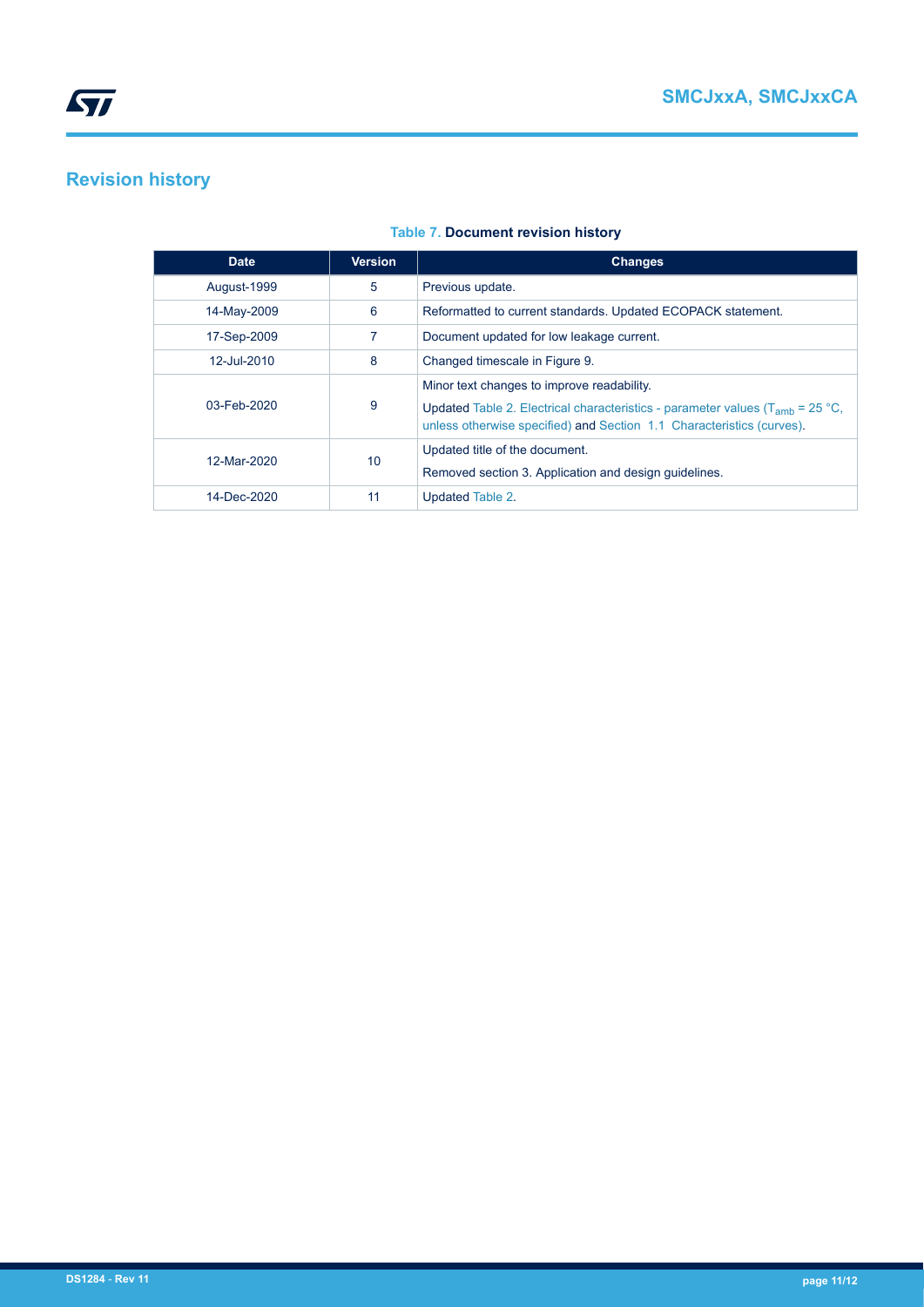## Revision history

**Table 7. Document revision history**

| Date | Version | Changes |
|---|---|---|
| August-1999 | 5 | Previous update. |
| 14-May-2009 | 6 | Reformatted to current standards. Updated ECOPACK statement. |
| 17-Sep-2009 | 7 | Document updated for low leakage current. |
| 12-Jul-2010 | 8 | Changed timescale in Figure 9. |
| 03-Feb-2020 | 9 | Minor text changes to improve readability.<br>Updated Table 2. Electrical characteristics - parameter values ($T_{amb}$ = 25 °C, unless otherwise specified) and Section 1.1 Characteristics (curves). |
| 12-Mar-2020 | 10 | Updated title of the document.<br>Removed section 3. Application and design guidelines. |
| 14-Dec-2020 | 11 | Updated Table 2. |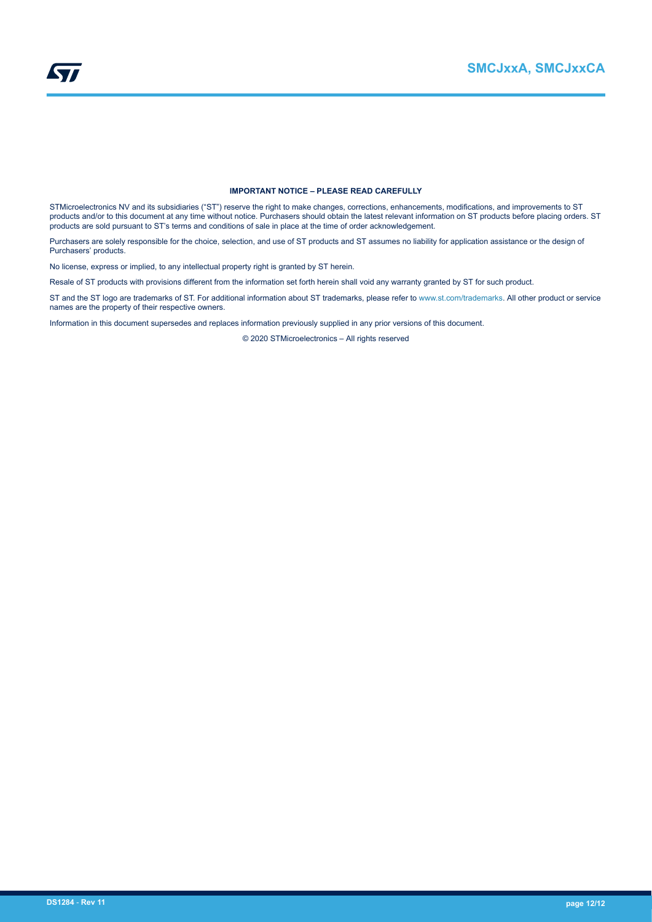**IMPORTANT NOTICE – PLEASE READ CAREFULLY**

STMicroelectronics NV and its subsidiaries ("ST") reserve the right to make changes, corrections, enhancements, modifications, and improvements to ST products and/or to this document at any time without notice. Purchasers should obtain the latest relevant information on ST products before placing orders. ST products are sold pursuant to ST's terms and conditions of sale in place at the time of order acknowledgement.

Purchasers are solely responsible for the choice, selection, and use of ST products and ST assumes no liability for application assistance or the design of Purchasers' products.

No license, express or implied, to any intellectual property right is granted by ST herein.

Resale of ST products with provisions different from the information set forth herein shall void any warranty granted by ST for such product.

ST and the ST logo are trademarks of ST. For additional information about ST trademarks, please refer to www.st.com/trademarks. All other product or service names are the property of their respective owners.

Information in this document supersedes and replaces information previously supplied in any prior versions of this document.

© 2020 STMicroelectronics – All rights reserved